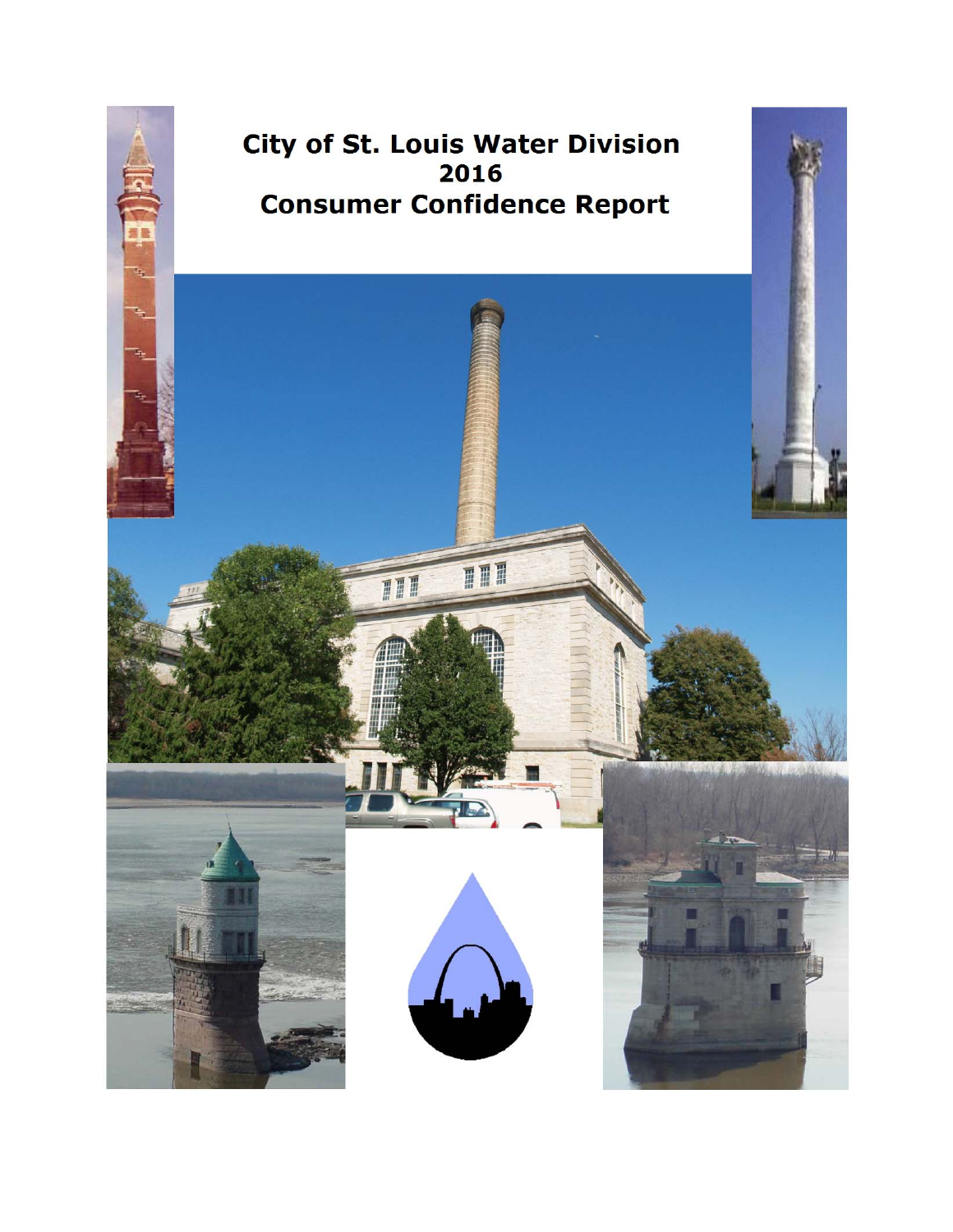# City of St. Louis Water Division
# 2016
# Consumer Confidence Report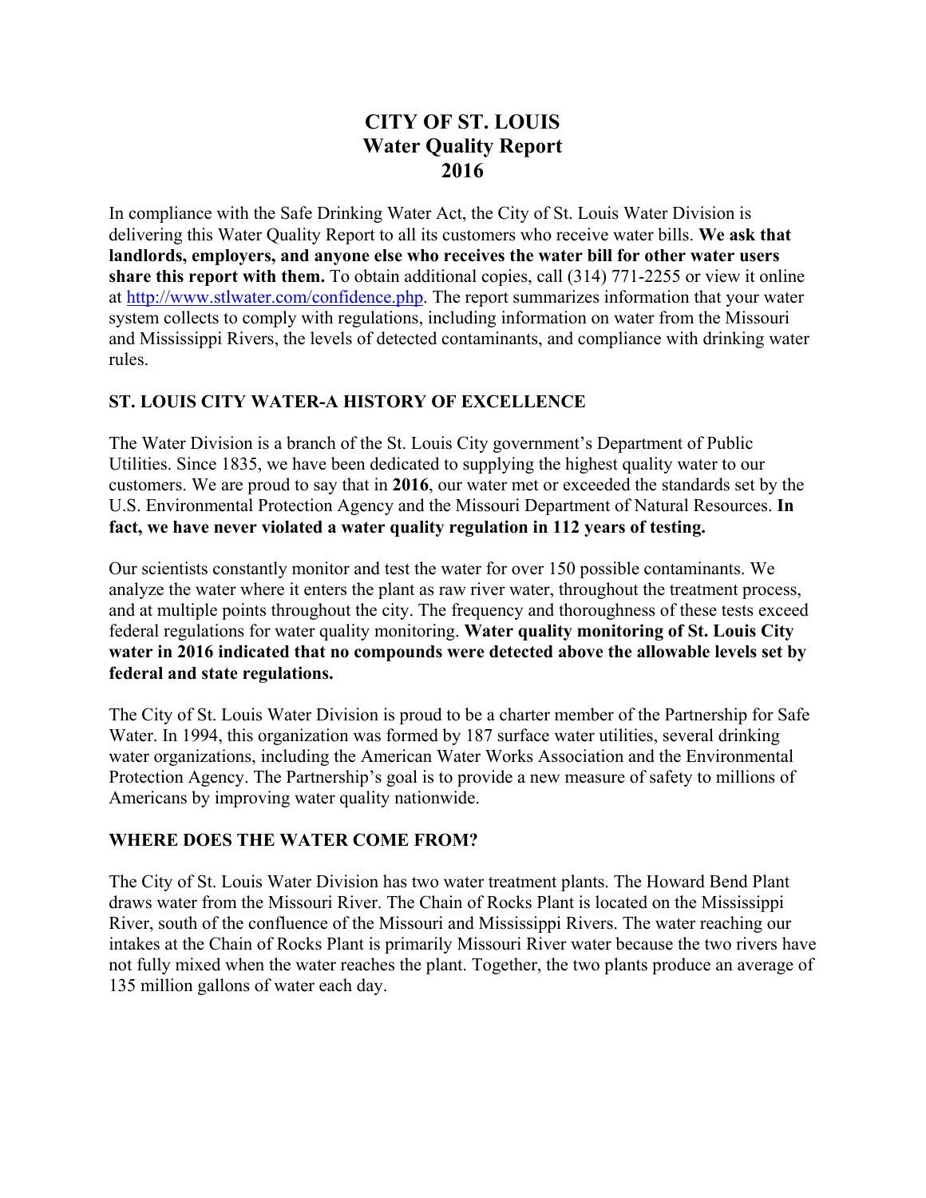# CITY OF ST. LOUIS
# Water Quality Report
# 2016

In compliance with the Safe Drinking Water Act, the City of St. Louis Water Division is delivering this Water Quality Report to all its customers who receive water bills. **We ask that landlords, employers, and anyone else who receives the water bill for other water users share this report with them.** To obtain additional copies, call (314) 771-2255 or view it online at http://www.stlwater.com/confidence.php. The report summarizes information that your water system collects to comply with regulations, including information on water from the Missouri and Mississippi Rivers, the levels of detected contaminants, and compliance with drinking water rules.

## ST. LOUIS CITY WATER-A HISTORY OF EXCELLENCE

The Water Division is a branch of the St. Louis City government's Department of Public Utilities. Since 1835, we have been dedicated to supplying the highest quality water to our customers. We are proud to say that in **2016**, our water met or exceeded the standards set by the U.S. Environmental Protection Agency and the Missouri Department of Natural Resources. **In fact, we have never violated a water quality regulation in 112 years of testing.**

Our scientists constantly monitor and test the water for over 150 possible contaminants. We analyze the water where it enters the plant as raw river water, throughout the treatment process, and at multiple points throughout the city. The frequency and thoroughness of these tests exceed federal regulations for water quality monitoring. **Water quality monitoring of St. Louis City water in 2016 indicated that no compounds were detected above the allowable levels set by federal and state regulations.**

The City of St. Louis Water Division is proud to be a charter member of the Partnership for Safe Water. In 1994, this organization was formed by 187 surface water utilities, several drinking water organizations, including the American Water Works Association and the Environmental Protection Agency. The Partnership's goal is to provide a new measure of safety to millions of Americans by improving water quality nationwide.

## WHERE DOES THE WATER COME FROM?

The City of St. Louis Water Division has two water treatment plants. The Howard Bend Plant draws water from the Missouri River. The Chain of Rocks Plant is located on the Mississippi River, south of the confluence of the Missouri and Mississippi Rivers. The water reaching our intakes at the Chain of Rocks Plant is primarily Missouri River water because the two rivers have not fully mixed when the water reaches the plant. Together, the two plants produce an average of 135 million gallons of water each day.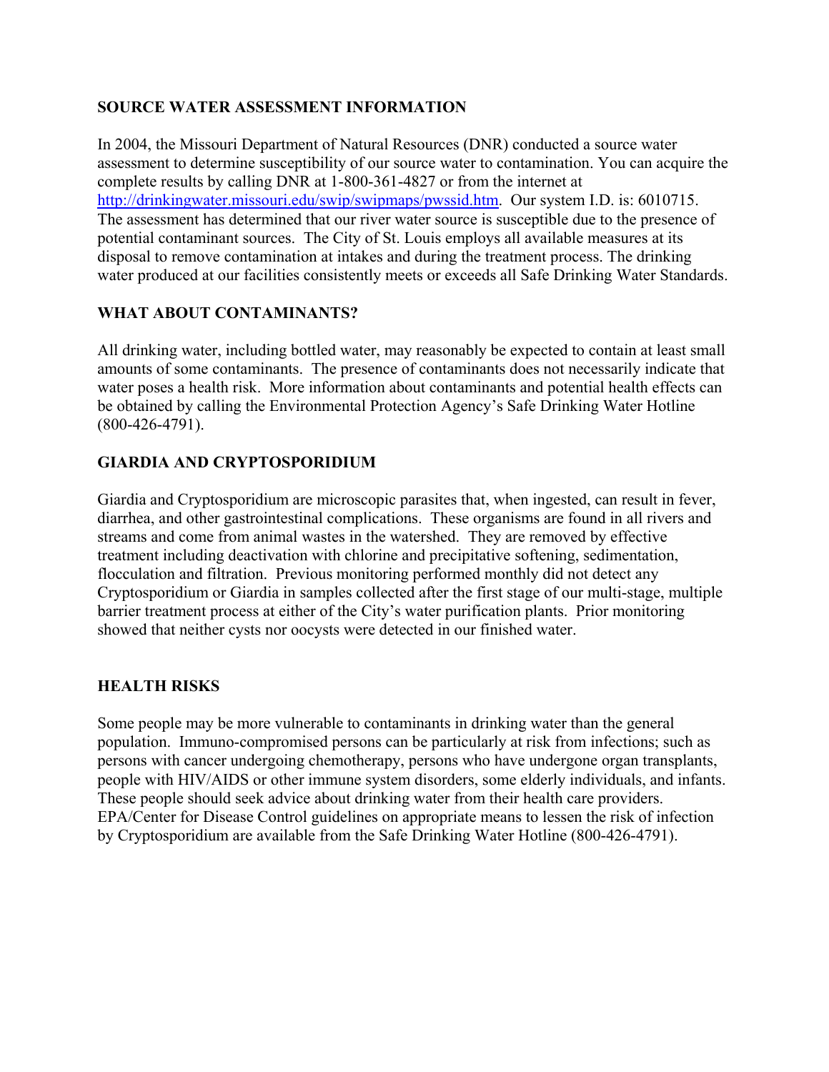## SOURCE WATER ASSESSMENT INFORMATION

In 2004, the Missouri Department of Natural Resources (DNR) conducted a source water assessment to determine susceptibility of our source water to contamination. You can acquire the complete results by calling DNR at 1-800-361-4827 or from the internet at [http://drinkingwater.missouri.edu/swip/swipmaps/pwssid.htm](http://drinkingwater.missouri.edu/swip/swipmaps/pwssid.htm). Our system I.D. is: 6010715. The assessment has determined that our river water source is susceptible due to the presence of potential contaminant sources. The City of St. Louis employs all available measures at its disposal to remove contamination at intakes and during the treatment process. The drinking water produced at our facilities consistently meets or exceeds all Safe Drinking Water Standards.

## WHAT ABOUT CONTAMINANTS?

All drinking water, including bottled water, may reasonably be expected to contain at least small amounts of some contaminants. The presence of contaminants does not necessarily indicate that water poses a health risk. More information about contaminants and potential health effects can be obtained by calling the Environmental Protection Agency's Safe Drinking Water Hotline (800-426-4791).

## GIARDIA AND CRYPTOSPORIDIUM

Giardia and Cryptosporidium are microscopic parasites that, when ingested, can result in fever, diarrhea, and other gastrointestinal complications. These organisms are found in all rivers and streams and come from animal wastes in the watershed. They are removed by effective treatment including deactivation with chlorine and precipitative softening, sedimentation, flocculation and filtration. Previous monitoring performed monthly did not detect any Cryptosporidium or Giardia in samples collected after the first stage of our multi-stage, multiple barrier treatment process at either of the City's water purification plants. Prior monitoring showed that neither cysts nor oocysts were detected in our finished water.

## HEALTH RISKS

Some people may be more vulnerable to contaminants in drinking water than the general population. Immuno-compromised persons can be particularly at risk from infections; such as persons with cancer undergoing chemotherapy, persons who have undergone organ transplants, people with HIV/AIDS or other immune system disorders, some elderly individuals, and infants. These people should seek advice about drinking water from their health care providers. EPA/Center for Disease Control guidelines on appropriate means to lessen the risk of infection by Cryptosporidium are available from the Safe Drinking Water Hotline (800-426-4791).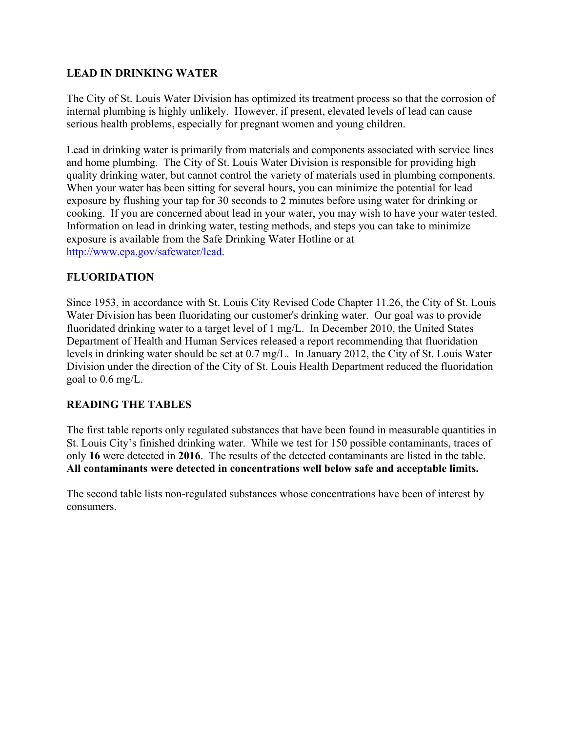## LEAD IN DRINKING WATER

The City of St. Louis Water Division has optimized its treatment process so that the corrosion of internal plumbing is highly unlikely. However, if present, elevated levels of lead can cause serious health problems, especially for pregnant women and young children.

Lead in drinking water is primarily from materials and components associated with service lines and home plumbing. The City of St. Louis Water Division is responsible for providing high quality drinking water, but cannot control the variety of materials used in plumbing components. When your water has been sitting for several hours, you can minimize the potential for lead exposure by flushing your tap for 30 seconds to 2 minutes before using water for drinking or cooking. If you are concerned about lead in your water, you may wish to have your water tested. Information on lead in drinking water, testing methods, and steps you can take to minimize exposure is available from the Safe Drinking Water Hotline or at [http://www.epa.gov/safewater/lead](http://www.epa.gov/safewater/lead).

## FLUORIDATION

Since 1953, in accordance with St. Louis City Revised Code Chapter 11.26, the City of St. Louis Water Division has been fluoridating our customer's drinking water. Our goal was to provide fluoridated drinking water to a target level of 1 mg/L. In December 2010, the United States Department of Health and Human Services released a report recommending that fluoridation levels in drinking water should be set at 0.7 mg/L. In January 2012, the City of St. Louis Water Division under the direction of the City of St. Louis Health Department reduced the fluoridation goal to 0.6 mg/L.

## READING THE TABLES

The first table reports only regulated substances that have been found in measurable quantities in St. Louis City's finished drinking water. While we test for 150 possible contaminants, traces of only **16** were detected in **2016**. The results of the detected contaminants are listed in the table. **All contaminants were detected in concentrations well below safe and acceptable limits.**

The second table lists non-regulated substances whose concentrations have been of interest by consumers.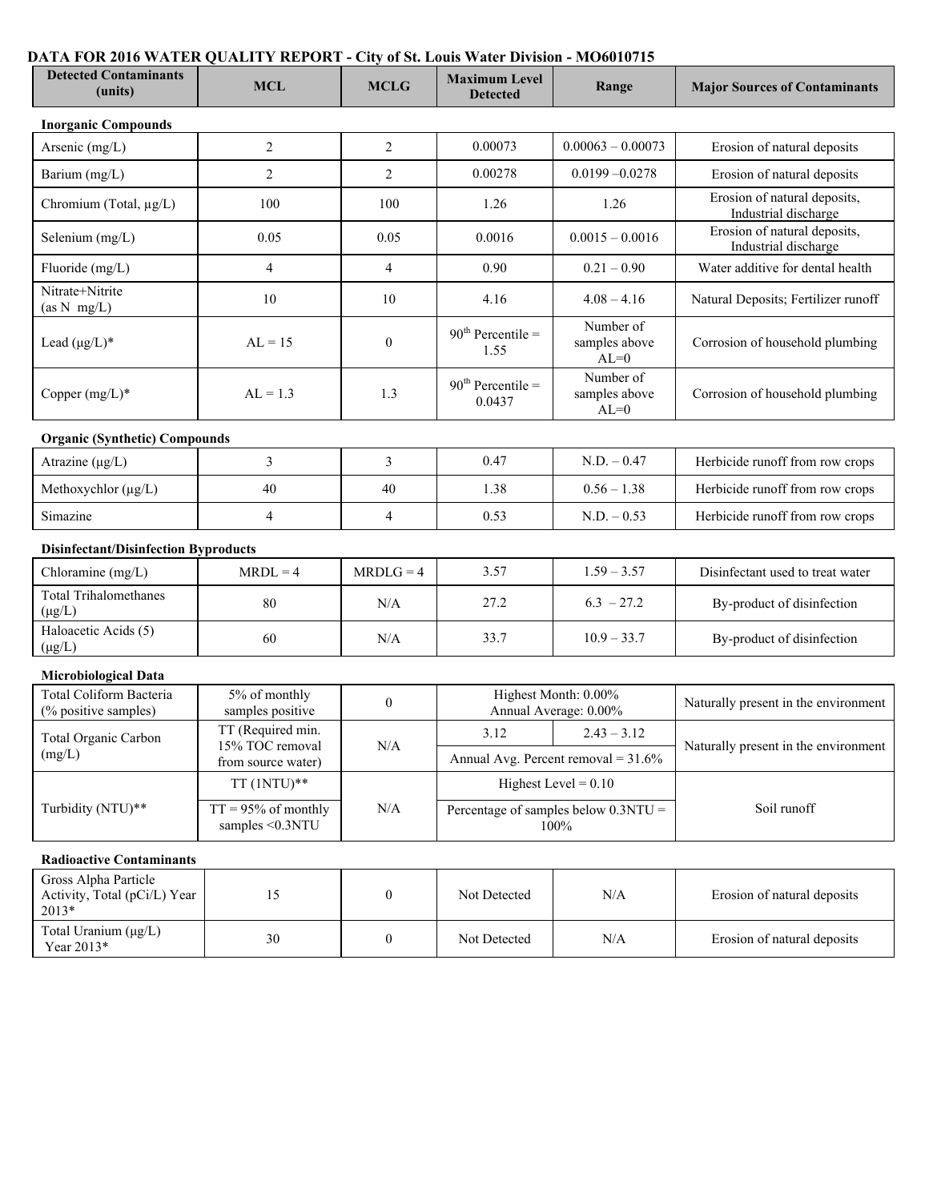## DATA FOR 2016 WATER QUALITY REPORT - City of St. Louis Water Division - MO6010715

| Detected Contaminants (units) | MCL | MCLG | Maximum Level Detected | Range | Major Sources of Contaminants |
|---|---|---|---|---|---|
| **Inorganic Compounds** | | | | | |
| Arsenic (mg/L) | 2 | 2 | 0.00073 | 0.00063 – 0.00073 | Erosion of natural deposits |
| Barium (mg/L) | 2 | 2 | 0.00278 | 0.0199 –0.0278 | Erosion of natural deposits |
| Chromium (Total, µg/L) | 100 | 100 | 1.26 | 1.26 | Erosion of natural deposits, Industrial discharge |
| Selenium (mg/L) | 0.05 | 0.05 | 0.0016 | 0.0015 – 0.0016 | Erosion of natural deposits, Industrial discharge |
| Fluoride (mg/L) | 4 | 4 | 0.90 | 0.21 – 0.90 | Water additive for dental health |
| Nitrate+Nitrite (as N mg/L) | 10 | 10 | 4.16 | 4.08 – 4.16 | Natural Deposits; Fertilizer runoff |
| Lead (µg/L)* | AL = 15 | 0 | 90th Percentile = 1.55 | Number of samples above AL=0 | Corrosion of household plumbing |
| Copper (mg/L)* | AL = 1.3 | 1.3 | 90th Percentile = 0.0437 | Number of samples above AL=0 | Corrosion of household plumbing |
| **Organic (Synthetic) Compounds** | | | | | |
| Atrazine (µg/L) | 3 | 3 | 0.47 | N.D. – 0.47 | Herbicide runoff from row crops |
| Methoxychlor (µg/L) | 40 | 40 | 1.38 | 0.56 – 1.38 | Herbicide runoff from row crops |
| Simazine | 4 | 4 | 0.53 | N.D. – 0.53 | Herbicide runoff from row crops |
| **Disinfectant/Disinfection Byproducts** | | | | | |
| Chloramine (mg/L) | MRDL = 4 | MRDLG = 4 | 3.57 | 1.59 – 3.57 | Disinfectant used to treat water |
| Total Trihalomethanes (µg/L) | 80 | N/A | 27.2 | 6.3 – 27.2 | By-product of disinfection |
| Haloacetic Acids (5) (µg/L) | 60 | N/A | 33.7 | 10.9 – 33.7 | By-product of disinfection |
| **Microbiological Data** | | | | | |
| Total Coliform Bacteria (% positive samples) | 5% of monthly samples positive | 0 | Highest Month: 0.00% Annual Average: 0.00% | | Naturally present in the environment |
| Total Organic Carbon (mg/L) | TT (Required min. 15% TOC removal from source water) | N/A | 3.12 | 2.43 – 3.12 | Naturally present in the environment |
| | | | Annual Avg. Percent removal = 31.6% | | |
| Turbidity (NTU)** | TT (1NTU)** | N/A | Highest Level = 0.10 | | Soil runoff |
| | TT = 95% of monthly samples <0.3NTU | | Percentage of samples below 0.3NTU = 100% | | |
| **Radioactive Contaminants** | | | | | |
| Gross Alpha Particle Activity, Total (pCi/L) Year 2013* | 15 | 0 | Not Detected | N/A | Erosion of natural deposits |
| Total Uranium (µg/L) Year 2013* | 30 | 0 | Not Detected | N/A | Erosion of natural deposits |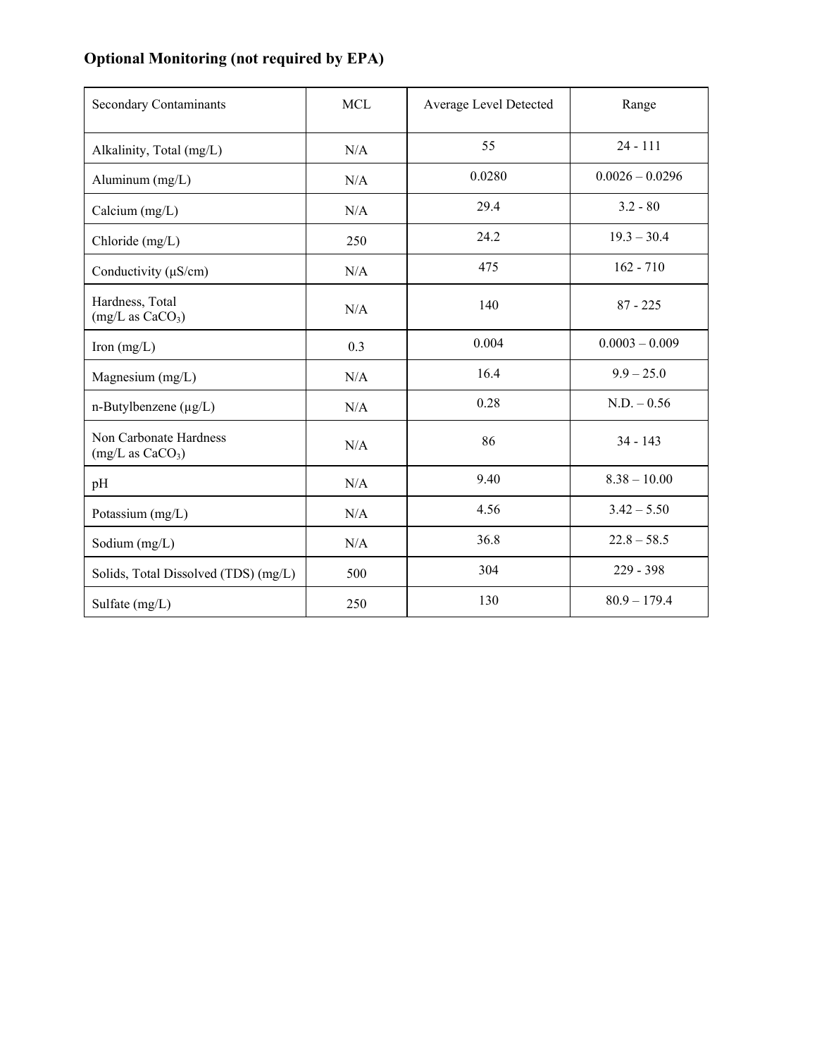**Optional Monitoring (not required by EPA)**

| Secondary Contaminants | MCL | Average Level Detected | Range |
|---|---|---|---|
| Alkalinity, Total (mg/L) | N/A | 55 | 24 - 111 |
| Aluminum (mg/L) | N/A | 0.0280 | 0.0026 – 0.0296 |
| Calcium (mg/L) | N/A | 29.4 | 3.2 - 80 |
| Chloride (mg/L) | 250 | 24.2 | 19.3 – 30.4 |
| Conductivity (µS/cm) | N/A | 475 | 162 - 710 |
| Hardness, Total (mg/L as $CaCO_3$) | N/A | 140 | 87 - 225 |
| Iron (mg/L) | 0.3 | 0.004 | 0.0003 – 0.009 |
| Magnesium (mg/L) | N/A | 16.4 | 9.9 – 25.0 |
| n-Butylbenzene (µg/L) | N/A | 0.28 | N.D. – 0.56 |
| Non Carbonate Hardness (mg/L as $CaCO_3$) | N/A | 86 | 34 - 143 |
| pH | N/A | 9.40 | 8.38 – 10.00 |
| Potassium (mg/L) | N/A | 4.56 | 3.42 – 5.50 |
| Sodium (mg/L) | N/A | 36.8 | 22.8 – 58.5 |
| Solids, Total Dissolved (TDS) (mg/L) | 500 | 304 | 229 - 398 |
| Sulfate (mg/L) | 250 | 130 | 80.9 – 179.4 |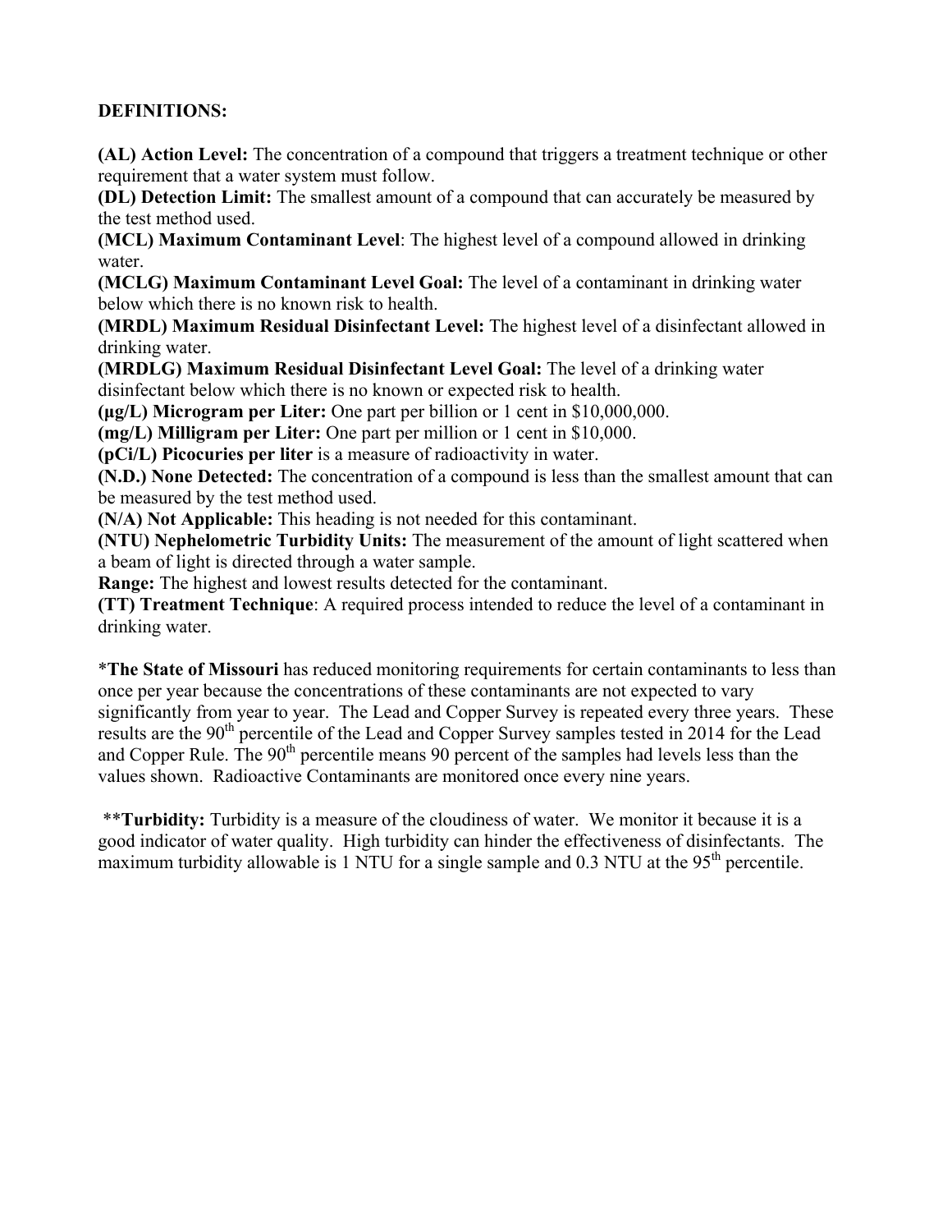**DEFINITIONS:**

**(AL) Action Level:** The concentration of a compound that triggers a treatment technique or other requirement that a water system must follow.
**(DL) Detection Limit:** The smallest amount of a compound that can accurately be measured by the test method used.
**(MCL) Maximum Contaminant Level**: The highest level of a compound allowed in drinking water.
**(MCLG) Maximum Contaminant Level Goal:** The level of a contaminant in drinking water below which there is no known risk to health.
**(MRDL) Maximum Residual Disinfectant Level:** The highest level of a disinfectant allowed in drinking water.
**(MRDLG) Maximum Residual Disinfectant Level Goal:** The level of a drinking water disinfectant below which there is no known or expected risk to health.
**(μg/L) Microgram per Liter:** One part per billion or 1 cent in $10,000,000.
**(mg/L) Milligram per Liter:** One part per million or 1 cent in $10,000.
**(pCi/L) Picocuries per liter** is a measure of radioactivity in water.
**(N.D.) None Detected:** The concentration of a compound is less than the smallest amount that can be measured by the test method used.
**(N/A) Not Applicable:** This heading is not needed for this contaminant.
**(NTU) Nephelometric Turbidity Units:** The measurement of the amount of light scattered when a beam of light is directed through a water sample.
**Range:** The highest and lowest results detected for the contaminant.
**(TT) Treatment Technique**: A required process intended to reduce the level of a contaminant in drinking water.

\***The State of Missouri** has reduced monitoring requirements for certain contaminants to less than once per year because the concentrations of these contaminants are not expected to vary significantly from year to year. The Lead and Copper Survey is repeated every three years. These results are the 90th percentile of the Lead and Copper Survey samples tested in 2014 for the Lead and Copper Rule. The 90th percentile means 90 percent of the samples had levels less than the values shown. Radioactive Contaminants are monitored once every nine years.

\*\***Turbidity:** Turbidity is a measure of the cloudiness of water. We monitor it because it is a good indicator of water quality. High turbidity can hinder the effectiveness of disinfectants. The maximum turbidity allowable is 1 NTU for a single sample and 0.3 NTU at the 95th percentile.